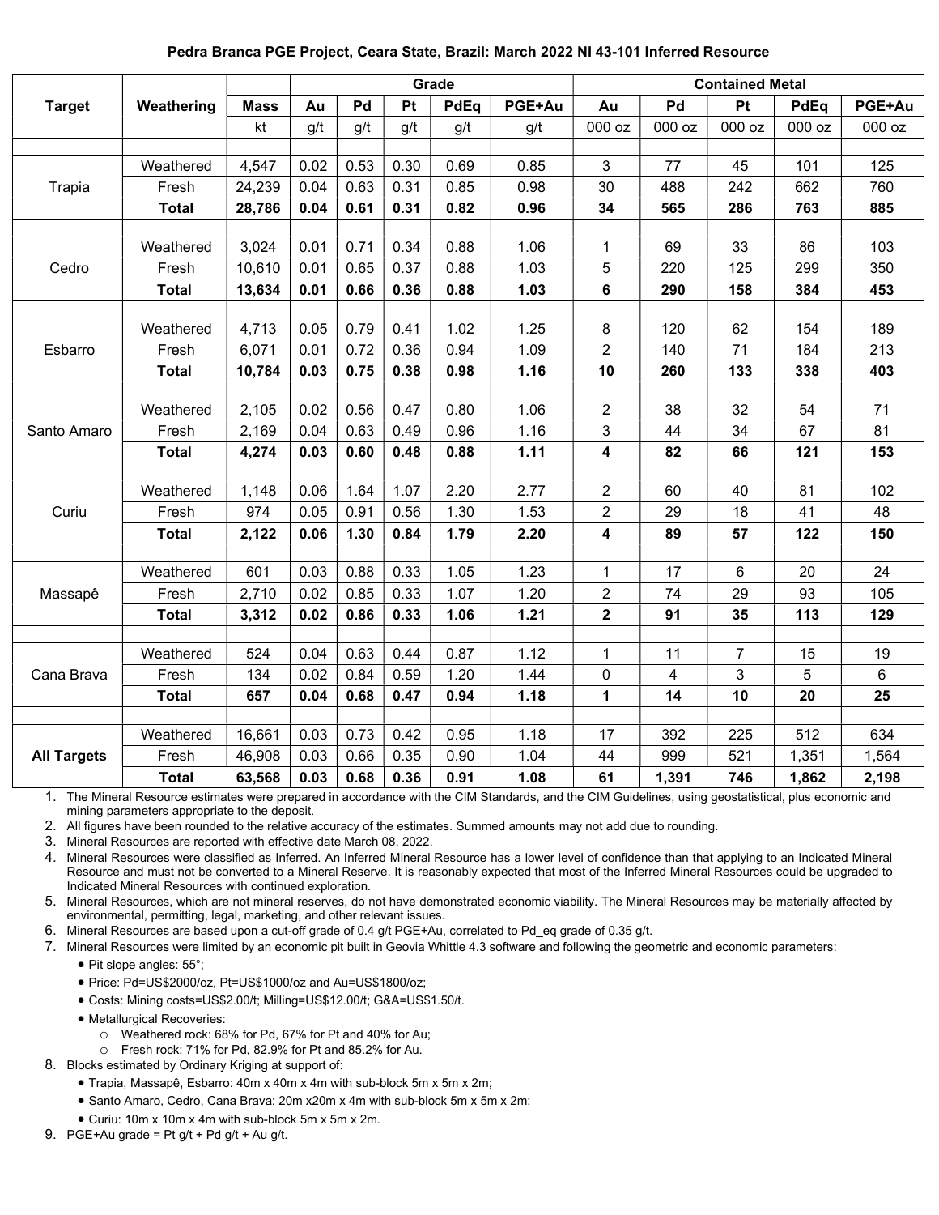**Pedra Branca PGE Project, Ceara State, Brazil: March 2022 NI 43-101 Inferred Resource**

| Target | Weathering | Mass | Grade | | | | | Contained Metal | | | | |
|---|---|---|---|---|---|---|---|---|---|---|---|---|
| | | | Au | Pd | Pt | PdEq | PGE+Au | Au | Pd | Pt | PdEq | PGE+Au |
| | | kt | g/t | g/t | g/t | g/t | g/t | 000 oz | 000 oz | 000 oz | 000 oz | 000 oz |
| Trapia | Weathered | 4,547 | 0.02 | 0.53 | 0.30 | 0.69 | 0.85 | 3 | 77 | 45 | 101 | 125 |
| | Fresh | 24,239 | 0.04 | 0.63 | 0.31 | 0.85 | 0.98 | 30 | 488 | 242 | 662 | 760 |
| | **Total** | **28,786** | **0.04** | **0.61** | **0.31** | **0.82** | **0.96** | **34** | **565** | **286** | **763** | **885** |
| Cedro | Weathered | 3,024 | 0.01 | 0.71 | 0.34 | 0.88 | 1.06 | 1 | 69 | 33 | 86 | 103 |
| | Fresh | 10,610 | 0.01 | 0.65 | 0.37 | 0.88 | 1.03 | 5 | 220 | 125 | 299 | 350 |
| | **Total** | **13,634** | **0.01** | **0.66** | **0.36** | **0.88** | **1.03** | **6** | **290** | **158** | **384** | **453** |
| Esbarro | Weathered | 4,713 | 0.05 | 0.79 | 0.41 | 1.02 | 1.25 | 8 | 120 | 62 | 154 | 189 |
| | Fresh | 6,071 | 0.01 | 0.72 | 0.36 | 0.94 | 1.09 | 2 | 140 | 71 | 184 | 213 |
| | **Total** | **10,784** | **0.03** | **0.75** | **0.38** | **0.98** | **1.16** | **10** | **260** | **133** | **338** | **403** |
| Santo Amaro | Weathered | 2,105 | 0.02 | 0.56 | 0.47 | 0.80 | 1.06 | 2 | 38 | 32 | 54 | 71 |
| | Fresh | 2,169 | 0.04 | 0.63 | 0.49 | 0.96 | 1.16 | 3 | 44 | 34 | 67 | 81 |
| | **Total** | **4,274** | **0.03** | **0.60** | **0.48** | **0.88** | **1.11** | **4** | **82** | **66** | **121** | **153** |
| Curiu | Weathered | 1,148 | 0.06 | 1.64 | 1.07 | 2.20 | 2.77 | 2 | 60 | 40 | 81 | 102 |
| | Fresh | 974 | 0.05 | 0.91 | 0.56 | 1.30 | 1.53 | 2 | 29 | 18 | 41 | 48 |
| | **Total** | **2,122** | **0.06** | **1.30** | **0.84** | **1.79** | **2.20** | **4** | **89** | **57** | **122** | **150** |
| Massapê | Weathered | 601 | 0.03 | 0.88 | 0.33 | 1.05 | 1.23 | 1 | 17 | 6 | 20 | 24 |
| | Fresh | 2,710 | 0.02 | 0.85 | 0.33 | 1.07 | 1.20 | 2 | 74 | 29 | 93 | 105 |
| | **Total** | **3,312** | **0.02** | **0.86** | **0.33** | **1.06** | **1.21** | **2** | **91** | **35** | **113** | **129** |
| Cana Brava | Weathered | 524 | 0.04 | 0.63 | 0.44 | 0.87 | 1.12 | 1 | 11 | 7 | 15 | 19 |
| | Fresh | 134 | 0.02 | 0.84 | 0.59 | 1.20 | 1.44 | 0 | 4 | 3 | 5 | 6 |
| | **Total** | **657** | **0.04** | **0.68** | **0.47** | **0.94** | **1.18** | **1** | **14** | **10** | **20** | **25** |
| **All Targets** | Weathered | 16,661 | 0.03 | 0.73 | 0.42 | 0.95 | 1.18 | 17 | 392 | 225 | 512 | 634 |
| | Fresh | 46,908 | 0.03 | 0.66 | 0.35 | 0.90 | 1.04 | 44 | 999 | 521 | 1,351 | 1,564 |
| | **Total** | **63,568** | **0.03** | **0.68** | **0.36** | **0.91** | **1.08** | **61** | **1,391** | **746** | **1,862** | **2,198** |

1. The Mineral Resource estimates were prepared in accordance with the CIM Standards, and the CIM Guidelines, using geostatistical, plus economic and mining parameters appropriate to the deposit.
2. All figures have been rounded to the relative accuracy of the estimates. Summed amounts may not add due to rounding.
3. Mineral Resources are reported with effective date March 08, 2022.
4. Mineral Resources were classified as Inferred. An Inferred Mineral Resource has a lower level of confidence than that applying to an Indicated Mineral Resource and must not be converted to a Mineral Reserve. It is reasonably expected that most of the Inferred Mineral Resources could be upgraded to Indicated Mineral Resources with continued exploration.
5. Mineral Resources, which are not mineral reserves, do not have demonstrated economic viability. The Mineral Resources may be materially affected by environmental, permitting, legal, marketing, and other relevant issues.
6. Mineral Resources are based upon a cut-off grade of 0.4 g/t PGE+Au, correlated to Pd_eq grade of 0.35 g/t.
7. Mineral Resources were limited by an economic pit built in Geovia Whittle 4.3 software and following the geometric and economic parameters:
   - Pit slope angles: 55°;
   - Price: Pd=US$2000/oz, Pt=US$1000/oz and Au=US$1800/oz;
   - Costs: Mining costs=US$2.00/t; Milling=US$12.00/t; G&A=US$1.50/t.
   - Metallurgical Recoveries:
     - Weathered rock: 68% for Pd, 67% for Pt and 40% for Au;
     - Fresh rock: 71% for Pd, 82.9% for Pt and 85.2% for Au.
8. Blocks estimated by Ordinary Kriging at support of:
   - Trapia, Massapê, Esbarro: 40m x 40m x 4m with sub-block 5m x 5m x 2m;
   - Santo Amaro, Cedro, Cana Brava: 20m x20m x 4m with sub-block 5m x 5m x 2m;
   - Curiu: 10m x 10m x 4m with sub-block 5m x 5m x 2m.
9. PGE+Au grade = Pt g/t + Pd g/t + Au g/t.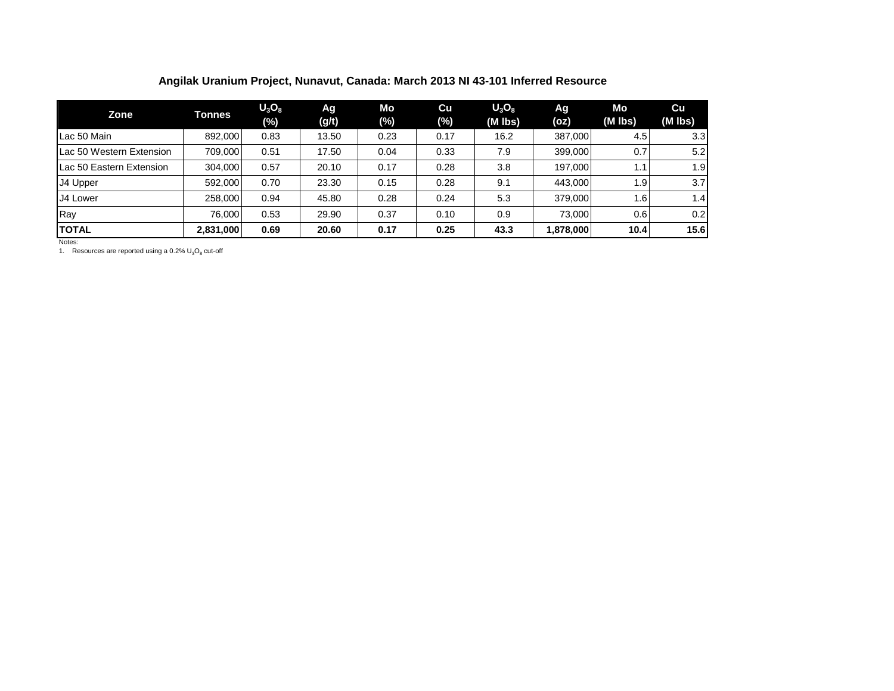## Angilak Uranium Project, Nunavut, Canada: March 2013 NI 43-101 Inferred Resource

| Zone | Tonnes | $U_3O_8$ (%) | Ag (g/t) | Mo (%) | Cu (%) | $U_3O_8$ (M lbs) | Ag (oz) | Mo (M lbs) | Cu (M lbs) |
|---|---|---|---|---|---|---|---|---|---|
| Lac 50 Main | 892,000 | 0.83 | 13.50 | 0.23 | 0.17 | 16.2 | 387,000 | 4.5 | 3.3 |
| Lac 50 Western Extension | 709,000 | 0.51 | 17.50 | 0.04 | 0.33 | 7.9 | 399,000 | 0.7 | 5.2 |
| Lac 50 Eastern Extension | 304,000 | 0.57 | 20.10 | 0.17 | 0.28 | 3.8 | 197,000 | 1.1 | 1.9 |
| J4 Upper | 592,000 | 0.70 | 23.30 | 0.15 | 0.28 | 9.1 | 443,000 | 1.9 | 3.7 |
| J4 Lower | 258,000 | 0.94 | 45.80 | 0.28 | 0.24 | 5.3 | 379,000 | 1.6 | 1.4 |
| Ray | 76,000 | 0.53 | 29.90 | 0.37 | 0.10 | 0.9 | 73,000 | 0.6 | 0.2 |
| **TOTAL** | **2,831,000** | **0.69** | **20.60** | **0.17** | **0.25** | **43.3** | **1,878,000** | **10.4** | **15.6** |

Notes:

1. Resources are reported using a 0.2% $U_3O_8$ cut-off